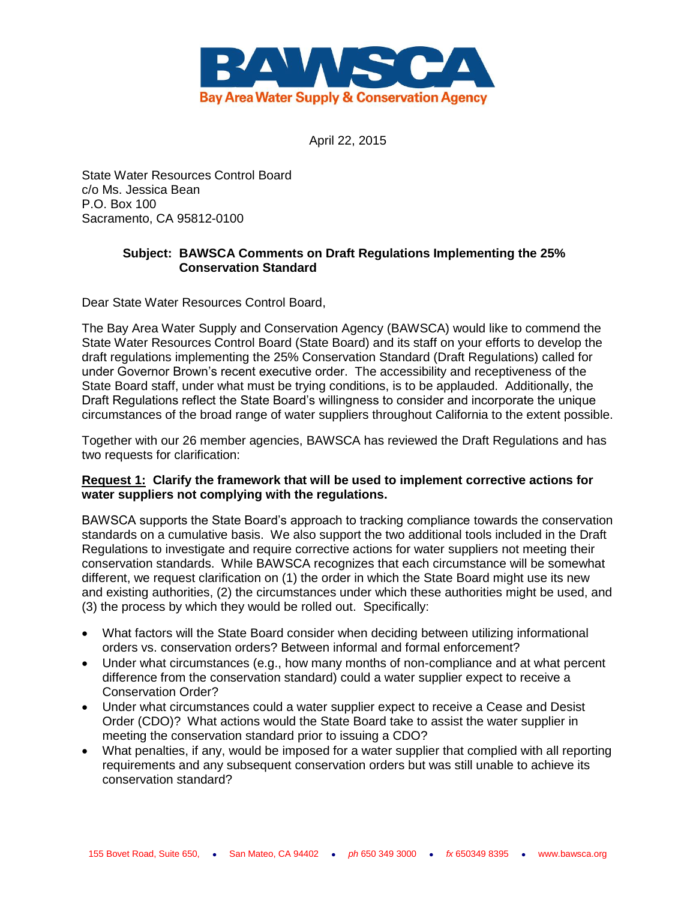# BAWSCA

Bay Area Water Supply & Conservation Agency

April 22, 2015

State Water Resources Control Board
c/o Ms. Jessica Bean
P.O. Box 100
Sacramento, CA 95812-0100

**Subject: BAWSCA Comments on Draft Regulations Implementing the 25% Conservation Standard**

Dear State Water Resources Control Board,

The Bay Area Water Supply and Conservation Agency (BAWSCA) would like to commend the State Water Resources Control Board (State Board) and its staff on your efforts to develop the draft regulations implementing the 25% Conservation Standard (Draft Regulations) called for under Governor Brown's recent executive order. The accessibility and receptiveness of the State Board staff, under what must be trying conditions, is to be applauded. Additionally, the Draft Regulations reflect the State Board's willingness to consider and incorporate the unique circumstances of the broad range of water suppliers throughout California to the extent possible.

Together with our 26 member agencies, BAWSCA has reviewed the Draft Regulations and has two requests for clarification:

**Request 1: Clarify the framework that will be used to implement corrective actions for water suppliers not complying with the regulations.**

BAWSCA supports the State Board's approach to tracking compliance towards the conservation standards on a cumulative basis. We also support the two additional tools included in the Draft Regulations to investigate and require corrective actions for water suppliers not meeting their conservation standards. While BAWSCA recognizes that each circumstance will be somewhat different, we request clarification on (1) the order in which the State Board might use its new and existing authorities, (2) the circumstances under which these authorities might be used, and (3) the process by which they would be rolled out. Specifically:

- What factors will the State Board consider when deciding between utilizing informational orders vs. conservation orders? Between informal and formal enforcement?
- Under what circumstances (e.g., how many months of non-compliance and at what percent difference from the conservation standard) could a water supplier expect to receive a Conservation Order?
- Under what circumstances could a water supplier expect to receive a Cease and Desist Order (CDO)? What actions would the State Board take to assist the water supplier in meeting the conservation standard prior to issuing a CDO?
- What penalties, if any, would be imposed for a water supplier that complied with all reporting requirements and any subsequent conservation orders but was still unable to achieve its conservation standard?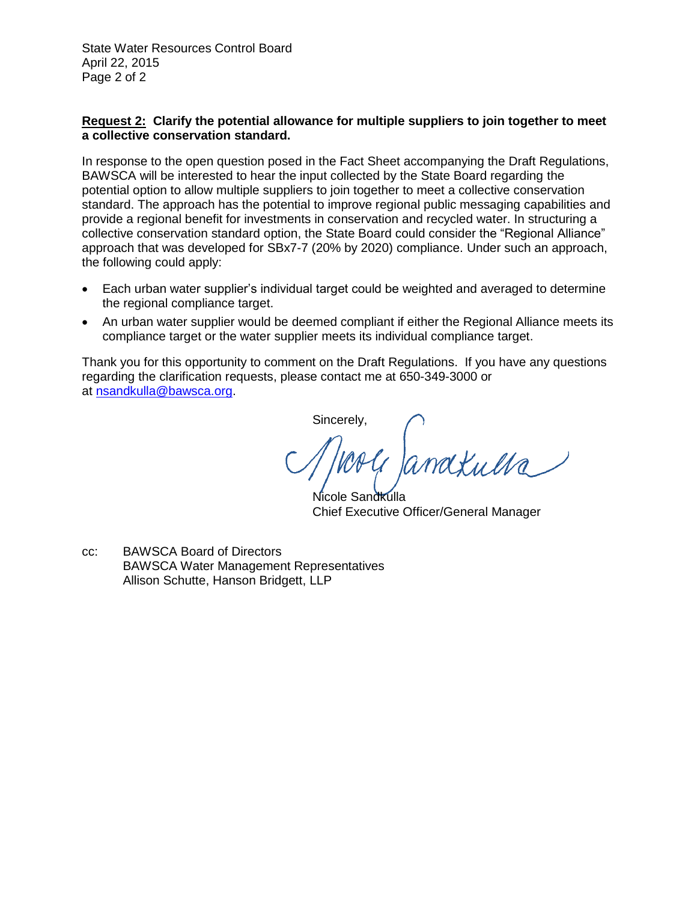**Request 2: Clarify the potential allowance for multiple suppliers to join together to meet a collective conservation standard.**

In response to the open question posed in the Fact Sheet accompanying the Draft Regulations, BAWSCA will be interested to hear the input collected by the State Board regarding the potential option to allow multiple suppliers to join together to meet a collective conservation standard. The approach has the potential to improve regional public messaging capabilities and provide a regional benefit for investments in conservation and recycled water. In structuring a collective conservation standard option, the State Board could consider the "Regional Alliance" approach that was developed for SBx7-7 (20% by 2020) compliance. Under such an approach, the following could apply:

- Each urban water supplier's individual target could be weighted and averaged to determine the regional compliance target.
- An urban water supplier would be deemed compliant if either the Regional Alliance meets its compliance target or the water supplier meets its individual compliance target.

Thank you for this opportunity to comment on the Draft Regulations. If you have any questions regarding the clarification requests, please contact me at 650-349-3000 or at nsandkulla@bawsca.org.

Sincerely,

Nicole Sandkulla
Chief Executive Officer/General Manager

cc: BAWSCA Board of Directors
BAWSCA Water Management Representatives
Allison Schutte, Hanson Bridgett, LLP